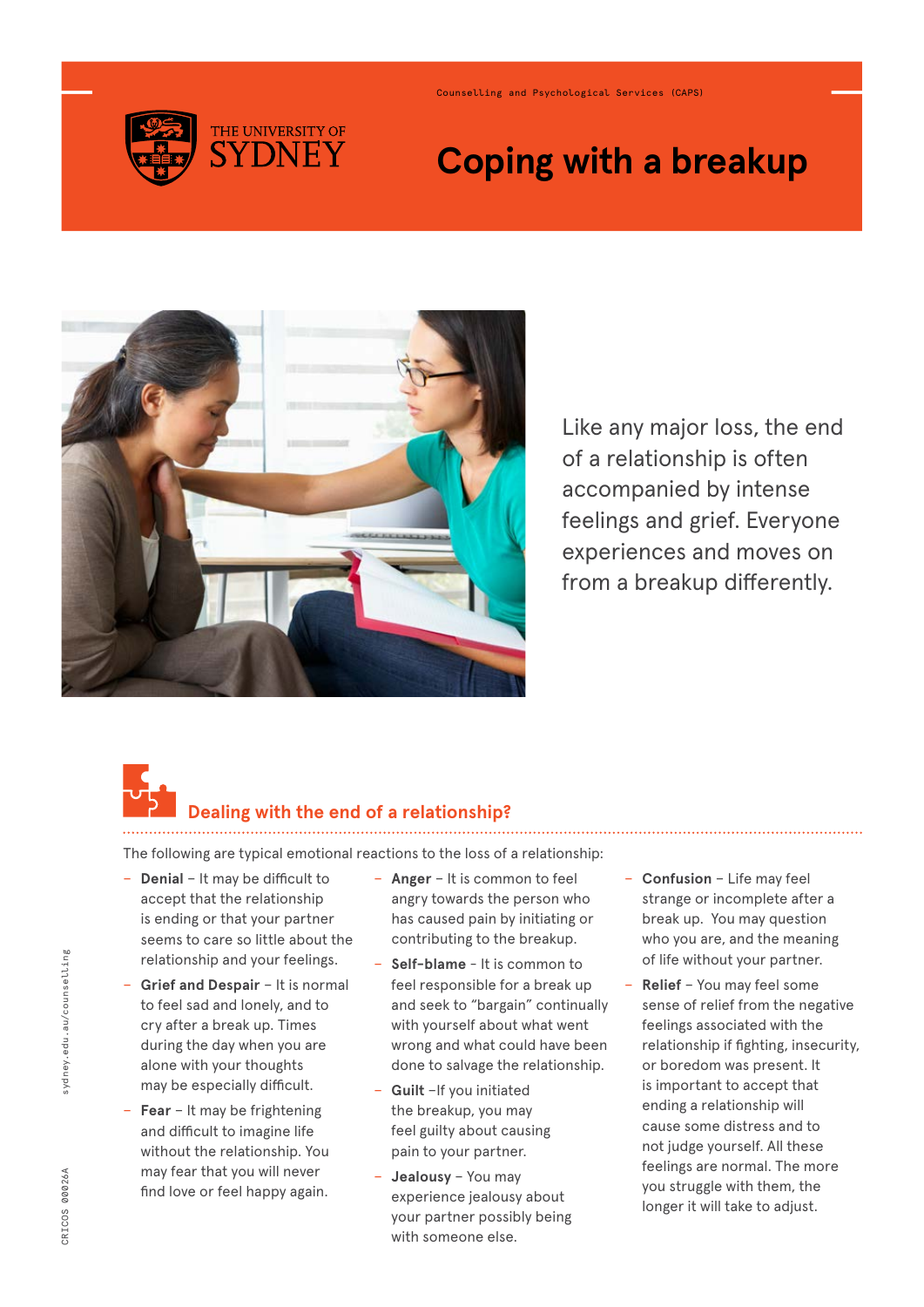Counselling and Psychological Services (CAPS)

# Coping with a breakup

Like any major loss, the end of a relationship is often accompanied by intense feelings and grief. Everyone experiences and moves on from a breakup differently.

## Dealing with the end of a relationship?

The following are typical emotional reactions to the loss of a relationship:

- **Denial** – It may be difficult to accept that the relationship is ending or that your partner seems to care so little about the relationship and your feelings.
- **Grief and Despair** – It is normal to feel sad and lonely, and to cry after a break up. Times during the day when you are alone with your thoughts may be especially difficult.
- **Fear** – It may be frightening and difficult to imagine life without the relationship. You may fear that you will never find love or feel happy again.
- **Anger** – It is common to feel angry towards the person who has caused pain by initiating or contributing to the breakup.
- **Self-blame** - It is common to feel responsible for a break up and seek to "bargain" continually with yourself about what went wrong and what could have been done to salvage the relationship.
- **Guilt** –If you initiated the breakup, you may feel guilty about causing pain to your partner.
- **Jealousy** – You may experience jealousy about your partner possibly being with someone else.
- **Confusion** – Life may feel strange or incomplete after a break up. You may question who you are, and the meaning of life without your partner.
- **Relief** – You may feel some sense of relief from the negative feelings associated with the relationship if fighting, insecurity, or boredom was present. It is important to accept that ending a relationship will cause some distress and to not judge yourself. All these feelings are normal. The more you struggle with them, the longer it will take to adjust.

sydney.edu.au/counselling

CRICOS 00026A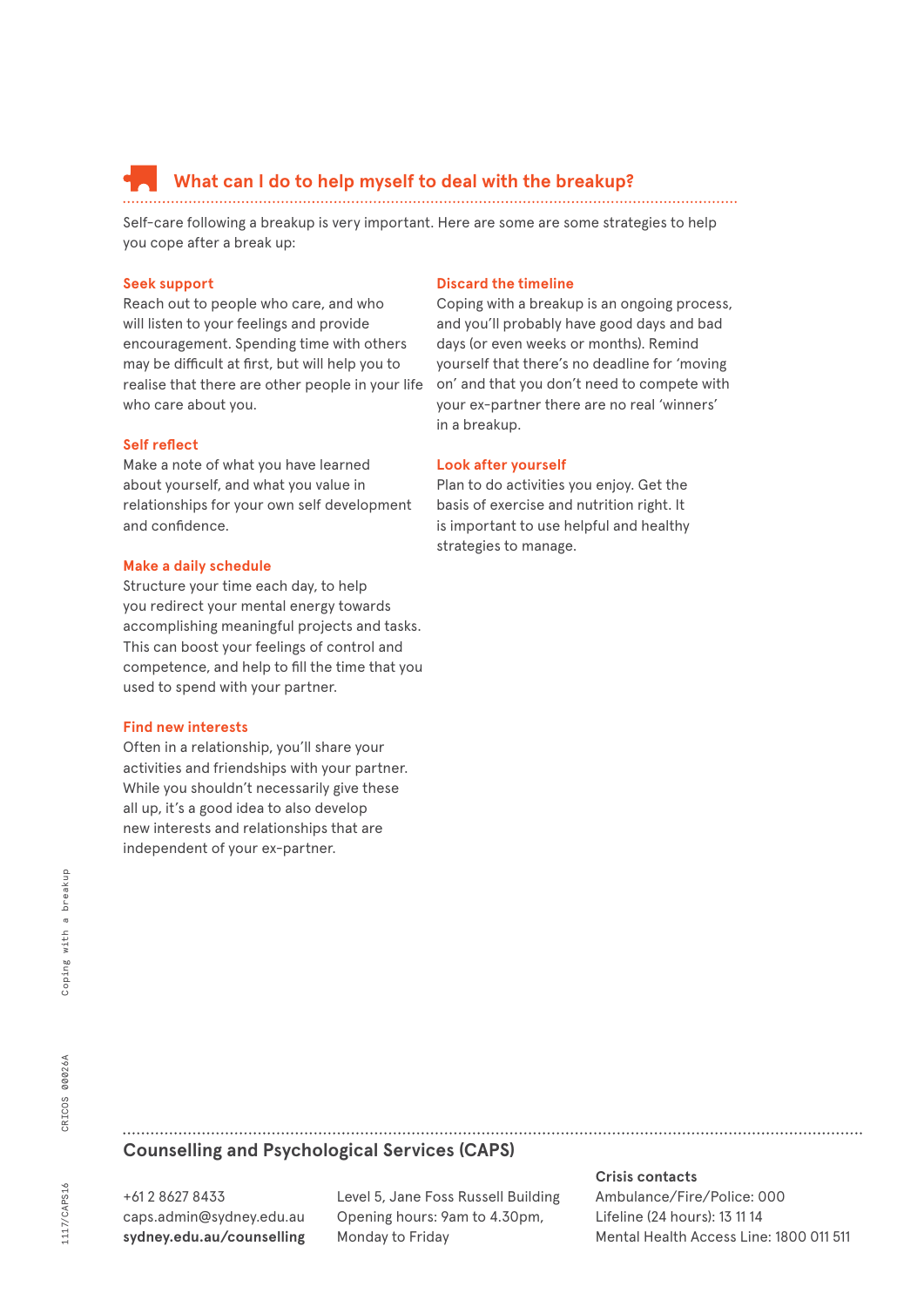## What can I do to help myself to deal with the breakup?

Self-care following a breakup is very important. Here are some are some strategies to help you cope after a break up:

**Seek support**
Reach out to people who care, and who will listen to your feelings and provide encouragement. Spending time with others may be difficult at first, but will help you to realise that there are other people in your life who care about you.

**Self reflect**
Make a note of what you have learned about yourself, and what you value in relationships for your own self development and confidence.

**Make a daily schedule**
Structure your time each day, to help you redirect your mental energy towards accomplishing meaningful projects and tasks. This can boost your feelings of control and competence, and help to fill the time that you used to spend with your partner.

**Find new interests**
Often in a relationship, you'll share your activities and friendships with your partner. While you shouldn't necessarily give these all up, it's a good idea to also develop new interests and relationships that are independent of your ex-partner.

**Discard the timeline**
Coping with a breakup is an ongoing process, and you'll probably have good days and bad days (or even weeks or months). Remind yourself that there's no deadline for 'moving on' and that you don't need to compete with your ex-partner there are no real 'winners' in a breakup.

**Look after yourself**
Plan to do activities you enjoy. Get the basis of exercise and nutrition right. It is important to use helpful and healthy strategies to manage.

### Counselling and Psychological Services (CAPS)

+61 2 8627 8433
caps.admin@sydney.edu.au
**sydney.edu.au/counselling**

Level 5, Jane Foss Russell Building
Opening hours: 9am to 4.30pm, Monday to Friday

**Crisis contacts**
Ambulance/Fire/Police: 000
Lifeline (24 hours): 13 11 14
Mental Health Access Line: 1800 011 511

Coping with a breakup

CRICOS 00026A

1117/CAPS16